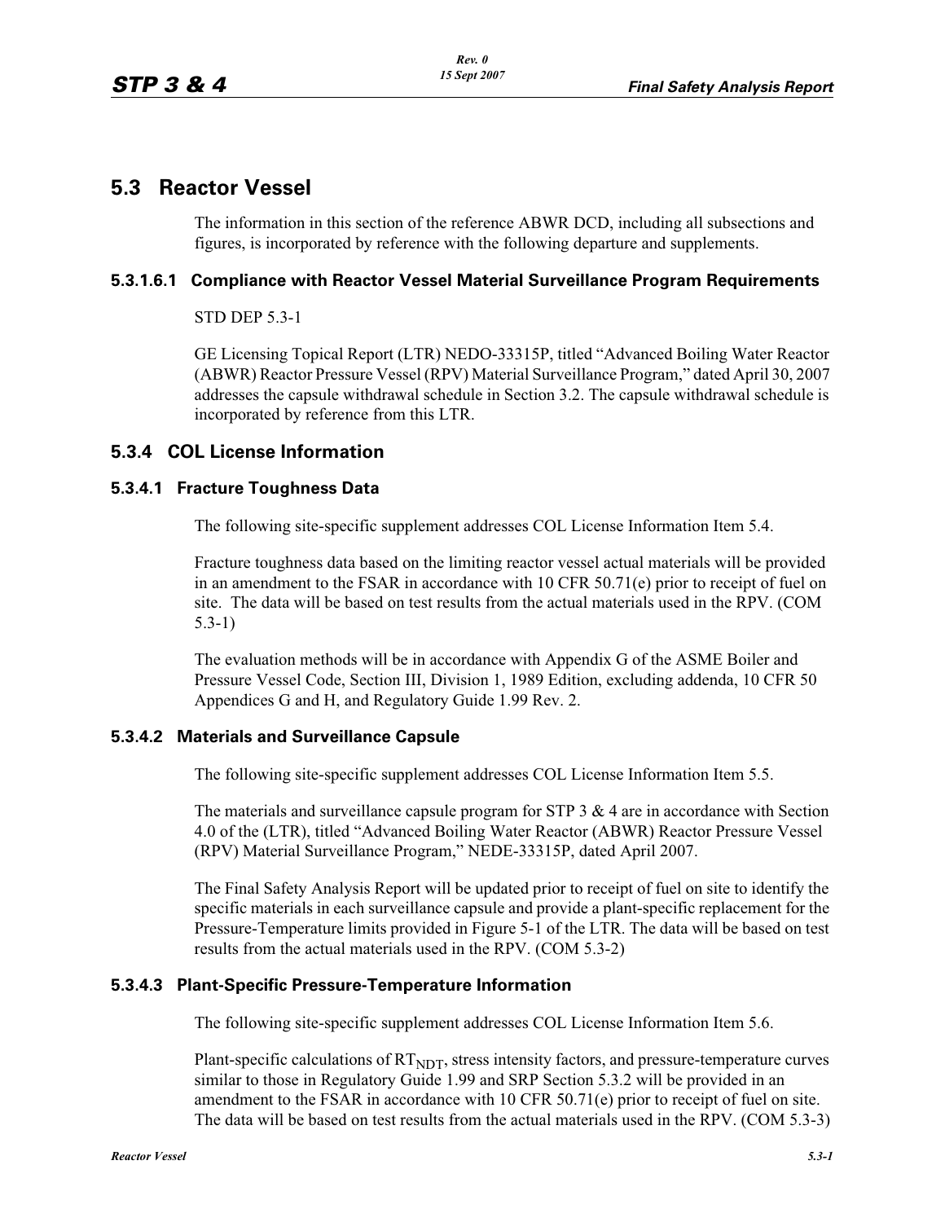## 5.3 Reactor Vessel

The information in this section of the reference ABWR DCD, including all subsections and figures, is incorporated by reference with the following departure and supplements.

### 5.3.1.6.1 Compliance with Reactor Vessel Material Surveillance Program Requirements

STD DEP 5.3-1

GE Licensing Topical Report (LTR) NEDO-33315P, titled "Advanced Boiling Water Reactor (ABWR) Reactor Pressure Vessel (RPV) Material Surveillance Program," dated April 30, 2007 addresses the capsule withdrawal schedule in Section 3.2. The capsule withdrawal schedule is incorporated by reference from this LTR.

### 5.3.4 COL License Information

#### 5.3.4.1 Fracture Toughness Data

The following site-specific supplement addresses COL License Information Item 5.4.

Fracture toughness data based on the limiting reactor vessel actual materials will be provided in an amendment to the FSAR in accordance with 10 CFR 50.71(e) prior to receipt of fuel on site. The data will be based on test results from the actual materials used in the RPV. (COM 5.3-1)

The evaluation methods will be in accordance with Appendix G of the ASME Boiler and Pressure Vessel Code, Section III, Division 1, 1989 Edition, excluding addenda, 10 CFR 50 Appendices G and H, and Regulatory Guide 1.99 Rev. 2.

#### 5.3.4.2 Materials and Surveillance Capsule

The following site-specific supplement addresses COL License Information Item 5.5.

The materials and surveillance capsule program for STP 3 & 4 are in accordance with Section 4.0 of the (LTR), titled "Advanced Boiling Water Reactor (ABWR) Reactor Pressure Vessel (RPV) Material Surveillance Program," NEDE-33315P, dated April 2007.

The Final Safety Analysis Report will be updated prior to receipt of fuel on site to identify the specific materials in each surveillance capsule and provide a plant-specific replacement for the Pressure-Temperature limits provided in Figure 5-1 of the LTR. The data will be based on test results from the actual materials used in the RPV. (COM 5.3-2)

#### 5.3.4.3 Plant-Specific Pressure-Temperature Information

The following site-specific supplement addresses COL License Information Item 5.6.

Plant-specific calculations of $RT_{NDT}$, stress intensity factors, and pressure-temperature curves similar to those in Regulatory Guide 1.99 and SRP Section 5.3.2 will be provided in an amendment to the FSAR in accordance with 10 CFR 50.71(e) prior to receipt of fuel on site. The data will be based on test results from the actual materials used in the RPV. (COM 5.3-3)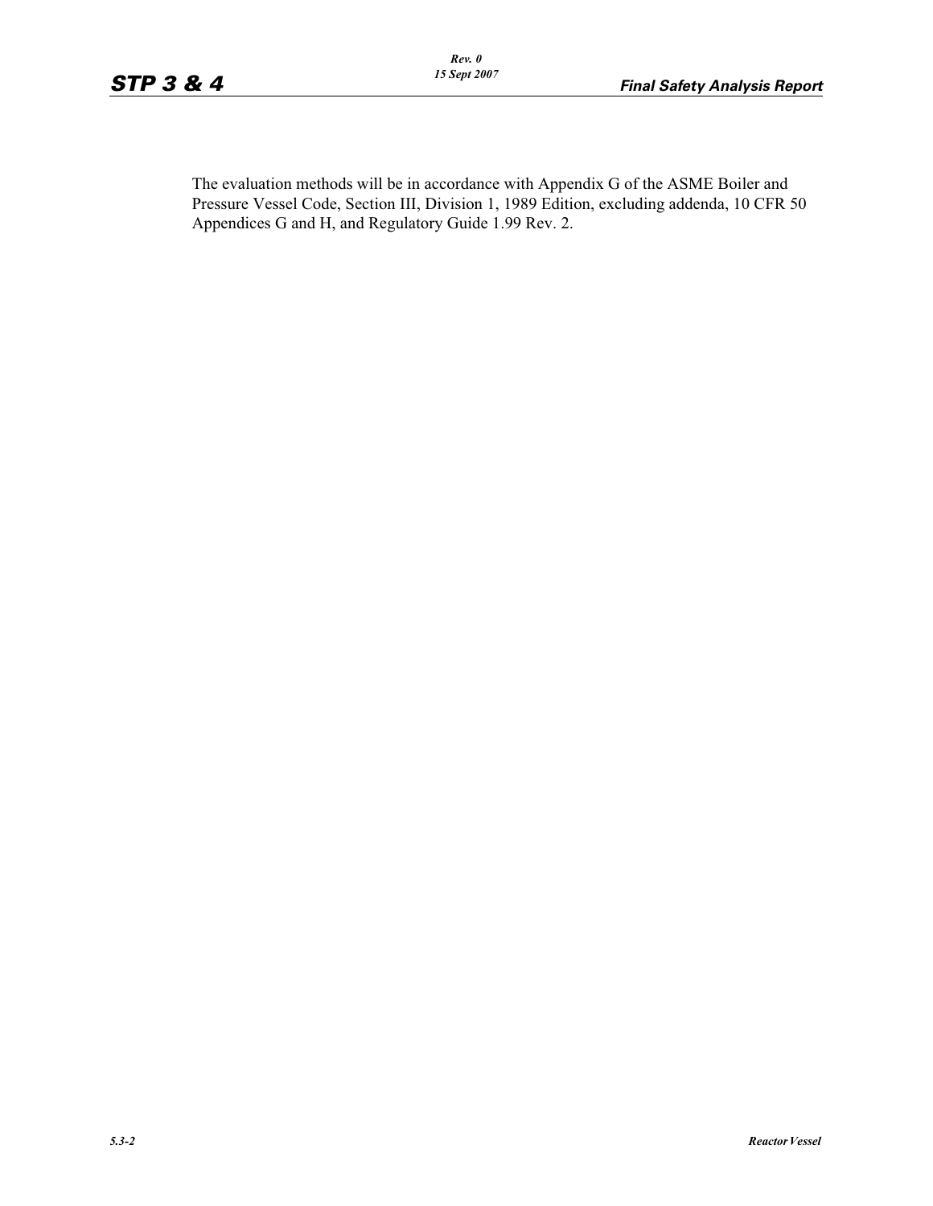The evaluation methods will be in accordance with Appendix G of the ASME Boiler and Pressure Vessel Code, Section III, Division 1, 1989 Edition, excluding addenda, 10 CFR 50 Appendices G and H, and Regulatory Guide 1.99 Rev. 2.